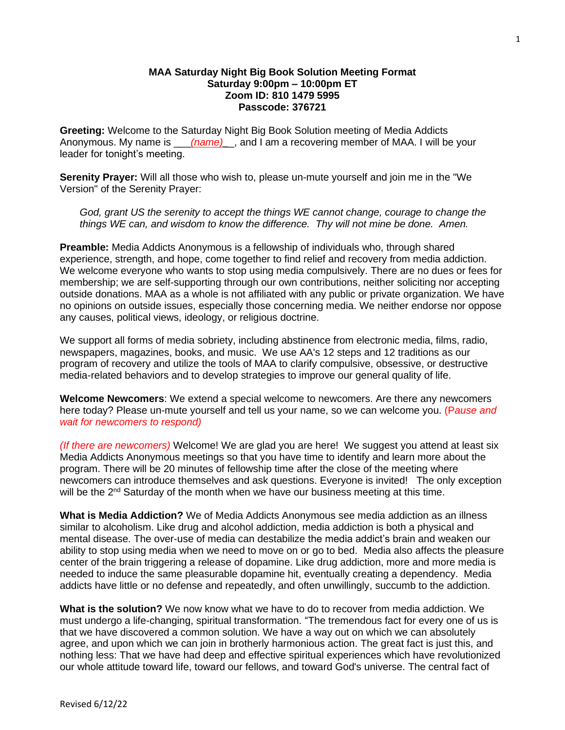**MAA Saturday Night Big Book Solution Meeting Format**
**Saturday 9:00pm – 10:00pm ET**
**Zoom ID: 810 1479 5995**
**Passcode: 376721**

**Greeting:** Welcome to the Saturday Night Big Book Solution meeting of Media Addicts Anonymous. My name is ___*(name)*__, and I am a recovering member of MAA. I will be your leader for tonight's meeting.

**Serenity Prayer:** Will all those who wish to, please un-mute yourself and join me in the "We Version" of the Serenity Prayer:

> *God, grant US the serenity to accept the things WE cannot change, courage to change the things WE can, and wisdom to know the difference. Thy will not mine be done. Amen.*

**Preamble:** Media Addicts Anonymous is a fellowship of individuals who, through shared experience, strength, and hope, come together to find relief and recovery from media addiction. We welcome everyone who wants to stop using media compulsively. There are no dues or fees for membership; we are self-supporting through our own contributions, neither soliciting nor accepting outside donations. MAA as a whole is not affiliated with any public or private organization. We have no opinions on outside issues, especially those concerning media. We neither endorse nor oppose any causes, political views, ideology, or religious doctrine.

We support all forms of media sobriety, including abstinence from electronic media, films, radio, newspapers, magazines, books, and music. We use AA's 12 steps and 12 traditions as our program of recovery and utilize the tools of MAA to clarify compulsive, obsessive, or destructive media-related behaviors and to develop strategies to improve our general quality of life.

**Welcome Newcomers**: We extend a special welcome to newcomers. Are there any newcomers here today? Please un-mute yourself and tell us your name, so we can welcome you. *(Pause and wait for newcomers to respond)*

*(If there are newcomers)* Welcome! We are glad you are here! We suggest you attend at least six Media Addicts Anonymous meetings so that you have time to identify and learn more about the program. There will be 20 minutes of fellowship time after the close of the meeting where newcomers can introduce themselves and ask questions. Everyone is invited! The only exception will be the 2nd Saturday of the month when we have our business meeting at this time.

**What is Media Addiction?** We of Media Addicts Anonymous see media addiction as an illness similar to alcoholism. Like drug and alcohol addiction, media addiction is both a physical and mental disease. The over-use of media can destabilize the media addict's brain and weaken our ability to stop using media when we need to move on or go to bed. Media also affects the pleasure center of the brain triggering a release of dopamine. Like drug addiction, more and more media is needed to induce the same pleasurable dopamine hit, eventually creating a dependency. Media addicts have little or no defense and repeatedly, and often unwillingly, succumb to the addiction.

**What is the solution?** We now know what we have to do to recover from media addiction. We must undergo a life-changing, spiritual transformation. "The tremendous fact for every one of us is that we have discovered a common solution. We have a way out on which we can absolutely agree, and upon which we can join in brotherly harmonious action. The great fact is just this, and nothing less: That we have had deep and effective spiritual experiences which have revolutionized our whole attitude toward life, toward our fellows, and toward God's universe. The central fact of

Revised 6/12/22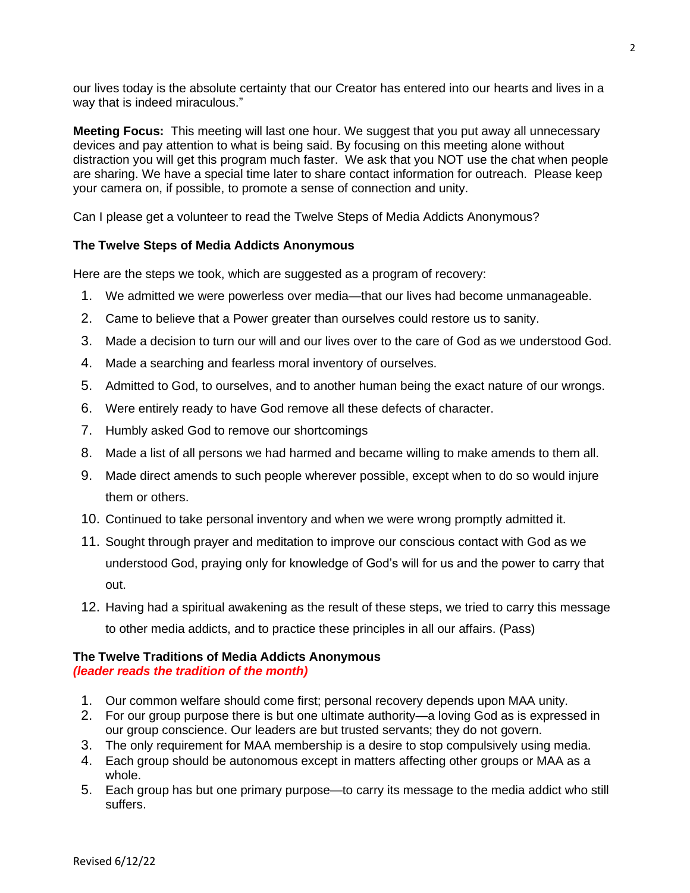our lives today is the absolute certainty that our Creator has entered into our hearts and lives in a way that is indeed miraculous."

**Meeting Focus:** This meeting will last one hour. We suggest that you put away all unnecessary devices and pay attention to what is being said. By focusing on this meeting alone without distraction you will get this program much faster. We ask that you NOT use the chat when people are sharing. We have a special time later to share contact information for outreach. Please keep your camera on, if possible, to promote a sense of connection and unity.

Can I please get a volunteer to read the Twelve Steps of Media Addicts Anonymous?

**The Twelve Steps of Media Addicts Anonymous**

Here are the steps we took, which are suggested as a program of recovery:

1. We admitted we were powerless over media—that our lives had become unmanageable.
2. Came to believe that a Power greater than ourselves could restore us to sanity.
3. Made a decision to turn our will and our lives over to the care of God as we understood God.
4. Made a searching and fearless moral inventory of ourselves.
5. Admitted to God, to ourselves, and to another human being the exact nature of our wrongs.
6. Were entirely ready to have God remove all these defects of character.
7. Humbly asked God to remove our shortcomings
8. Made a list of all persons we had harmed and became willing to make amends to them all.
9. Made direct amends to such people wherever possible, except when to do so would injure them or others.
10. Continued to take personal inventory and when we were wrong promptly admitted it.
11. Sought through prayer and meditation to improve our conscious contact with God as we understood God, praying only for knowledge of God's will for us and the power to carry that out.
12. Having had a spiritual awakening as the result of these steps, we tried to carry this message to other media addicts, and to practice these principles in all our affairs. (Pass)

**The Twelve Traditions of Media Addicts Anonymous**
***(leader reads the tradition of the month)***

1. Our common welfare should come first; personal recovery depends upon MAA unity.
2. For our group purpose there is but one ultimate authority—a loving God as is expressed in our group conscience. Our leaders are but trusted servants; they do not govern.
3. The only requirement for MAA membership is a desire to stop compulsively using media.
4. Each group should be autonomous except in matters affecting other groups or MAA as a whole.
5. Each group has but one primary purpose—to carry its message to the media addict who still suffers.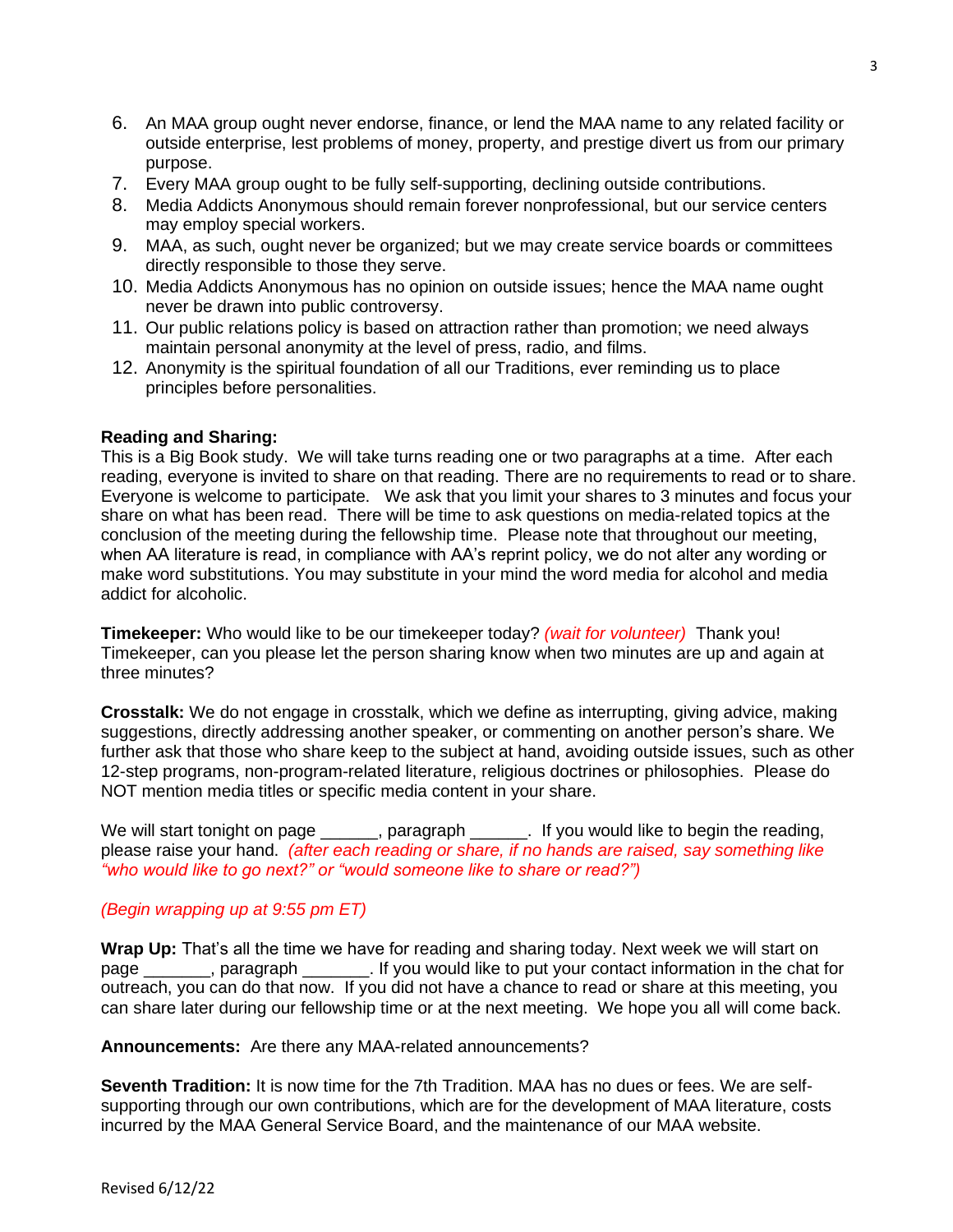6. An MAA group ought never endorse, finance, or lend the MAA name to any related facility or outside enterprise, lest problems of money, property, and prestige divert us from our primary purpose.
7. Every MAA group ought to be fully self-supporting, declining outside contributions.
8. Media Addicts Anonymous should remain forever nonprofessional, but our service centers may employ special workers.
9. MAA, as such, ought never be organized; but we may create service boards or committees directly responsible to those they serve.
10. Media Addicts Anonymous has no opinion on outside issues; hence the MAA name ought never be drawn into public controversy.
11. Our public relations policy is based on attraction rather than promotion; we need always maintain personal anonymity at the level of press, radio, and films.
12. Anonymity is the spiritual foundation of all our Traditions, ever reminding us to place principles before personalities.

**Reading and Sharing:**
This is a Big Book study. We will take turns reading one or two paragraphs at a time. After each reading, everyone is invited to share on that reading. There are no requirements to read or to share. Everyone is welcome to participate. We ask that you limit your shares to 3 minutes and focus your share on what has been read. There will be time to ask questions on media-related topics at the conclusion of the meeting during the fellowship time. Please note that throughout our meeting, when AA literature is read, in compliance with AA's reprint policy, we do not alter any wording or make word substitutions. You may substitute in your mind the word media for alcohol and media addict for alcoholic.

**Timekeeper:** Who would like to be our timekeeper today? *(wait for volunteer)* Thank you! Timekeeper, can you please let the person sharing know when two minutes are up and again at three minutes?

**Crosstalk:** We do not engage in crosstalk, which we define as interrupting, giving advice, making suggestions, directly addressing another speaker, or commenting on another person's share. We further ask that those who share keep to the subject at hand, avoiding outside issues, such as other 12-step programs, non-program-related literature, religious doctrines or philosophies. Please do NOT mention media titles or specific media content in your share.

We will start tonight on page ______, paragraph ______. If you would like to begin the reading, please raise your hand. *(after each reading or share, if no hands are raised, say something like "who would like to go next?" or "would someone like to share or read?")*

*(Begin wrapping up at 9:55 pm ET)*

**Wrap Up:** That's all the time we have for reading and sharing today. Next week we will start on page _______, paragraph _______. If you would like to put your contact information in the chat for outreach, you can do that now. If you did not have a chance to read or share at this meeting, you can share later during our fellowship time or at the next meeting. We hope you all will come back.

**Announcements:** Are there any MAA-related announcements?

**Seventh Tradition:** It is now time for the 7th Tradition. MAA has no dues or fees. We are self-supporting through our own contributions, which are for the development of MAA literature, costs incurred by the MAA General Service Board, and the maintenance of our MAA website.

Revised 6/12/22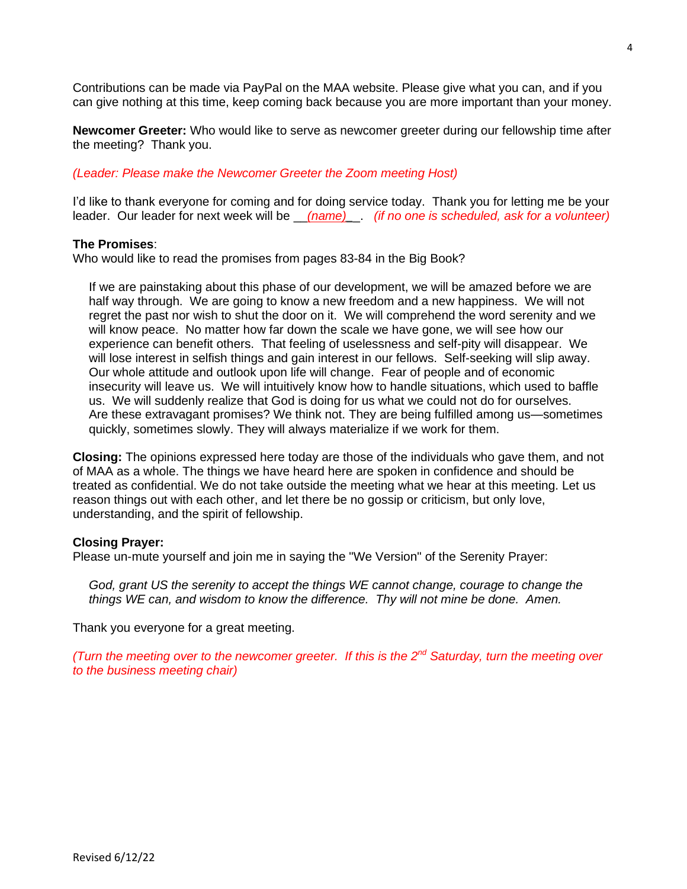Contributions can be made via PayPal on the MAA website. Please give what you can, and if you can give nothing at this time, keep coming back because you are more important than your money.

**Newcomer Greeter:** Who would like to serve as newcomer greeter during our fellowship time after the meeting? Thank you.

*(Leader: Please make the Newcomer Greeter the Zoom meeting Host)*

I'd like to thank everyone for coming and for doing service today. Thank you for letting me be your leader. Our leader for next week will be __*(name)*__. *(if no one is scheduled, ask for a volunteer)*

**The Promises**:
Who would like to read the promises from pages 83-84 in the Big Book?

> If we are painstaking about this phase of our development, we will be amazed before we are half way through. We are going to know a new freedom and a new happiness. We will not regret the past nor wish to shut the door on it. We will comprehend the word serenity and we will know peace. No matter how far down the scale we have gone, we will see how our experience can benefit others. That feeling of uselessness and self-pity will disappear. We will lose interest in selfish things and gain interest in our fellows. Self-seeking will slip away. Our whole attitude and outlook upon life will change. Fear of people and of economic insecurity will leave us. We will intuitively know how to handle situations, which used to baffle us. We will suddenly realize that God is doing for us what we could not do for ourselves. Are these extravagant promises? We think not. They are being fulfilled among us—sometimes quickly, sometimes slowly. They will always materialize if we work for them.

**Closing:** The opinions expressed here today are those of the individuals who gave them, and not of MAA as a whole. The things we have heard here are spoken in confidence and should be treated as confidential. We do not take outside the meeting what we hear at this meeting. Let us reason things out with each other, and let there be no gossip or criticism, but only love, understanding, and the spirit of fellowship.

**Closing Prayer:**
Please un-mute yourself and join me in saying the "We Version" of the Serenity Prayer:

> *God, grant US the serenity to accept the things WE cannot change, courage to change the things WE can, and wisdom to know the difference. Thy will not mine be done. Amen.*

Thank you everyone for a great meeting.

*(Turn the meeting over to the newcomer greeter. If this is the 2nd Saturday, turn the meeting over to the business meeting chair)*

Revised 6/12/22